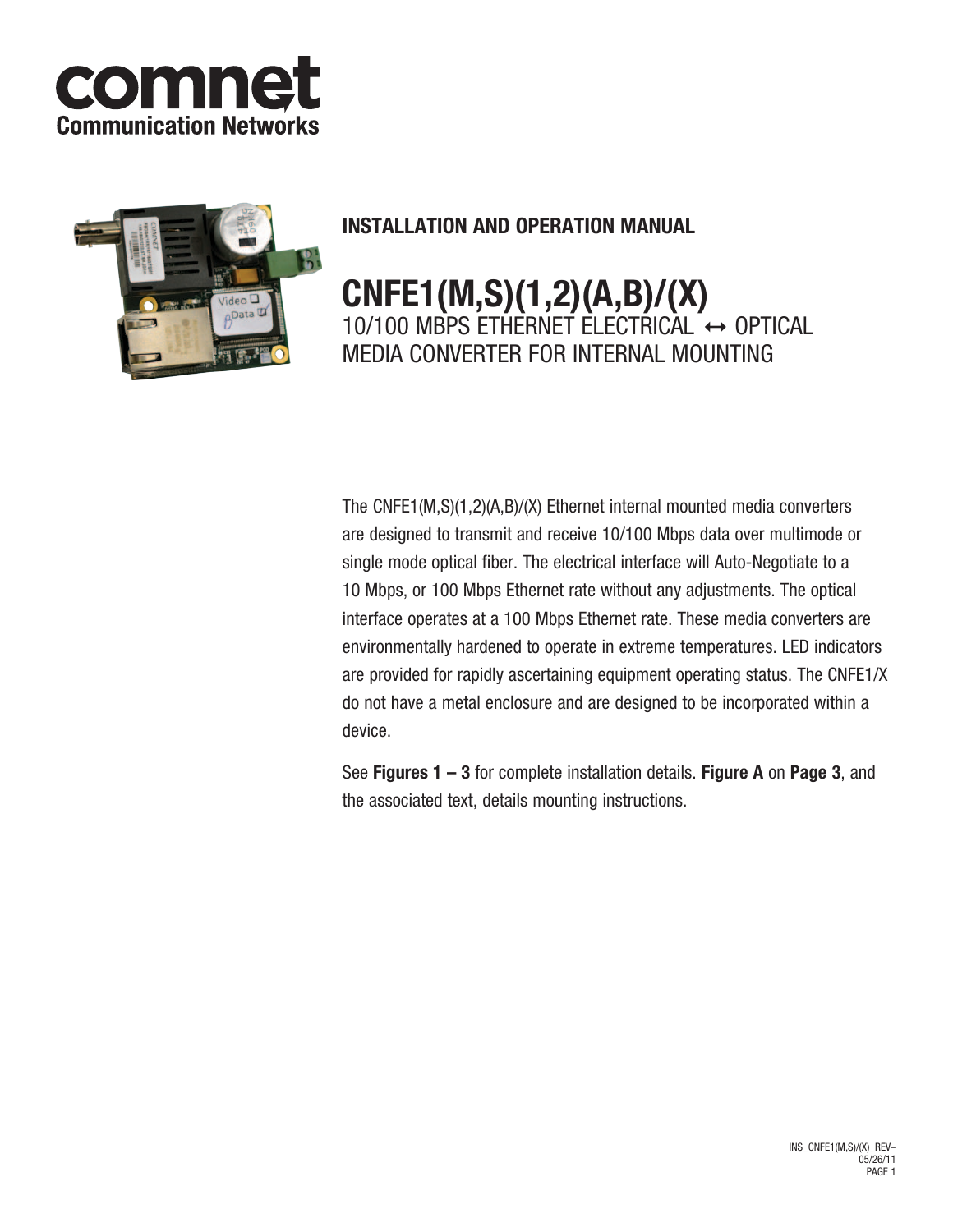comnet
Communication Networks

## INSTALLATION AND OPERATION MANUAL

# CNFE1(M,S)(1,2)(A,B)/(X)

10/100 MBPS ETHERNET ELECTRICAL ↔ OPTICAL MEDIA CONVERTER FOR INTERNAL MOUNTING

The CNFE1(M,S)(1,2)(A,B)/(X) Ethernet internal mounted media converters are designed to transmit and receive 10/100 Mbps data over multimode or single mode optical fiber. The electrical interface will Auto-Negotiate to a 10 Mbps, or 100 Mbps Ethernet rate without any adjustments. The optical interface operates at a 100 Mbps Ethernet rate. These media converters are environmentally hardened to operate in extreme temperatures. LED indicators are provided for rapidly ascertaining equipment operating status. The CNFE1/X do not have a metal enclosure and are designed to be incorporated within a device.

See **Figures 1 – 3** for complete installation details. **Figure A** on **Page 3**, and the associated text, details mounting instructions.

INS_CNFE1(M,S)/(X)_REV–
05/26/11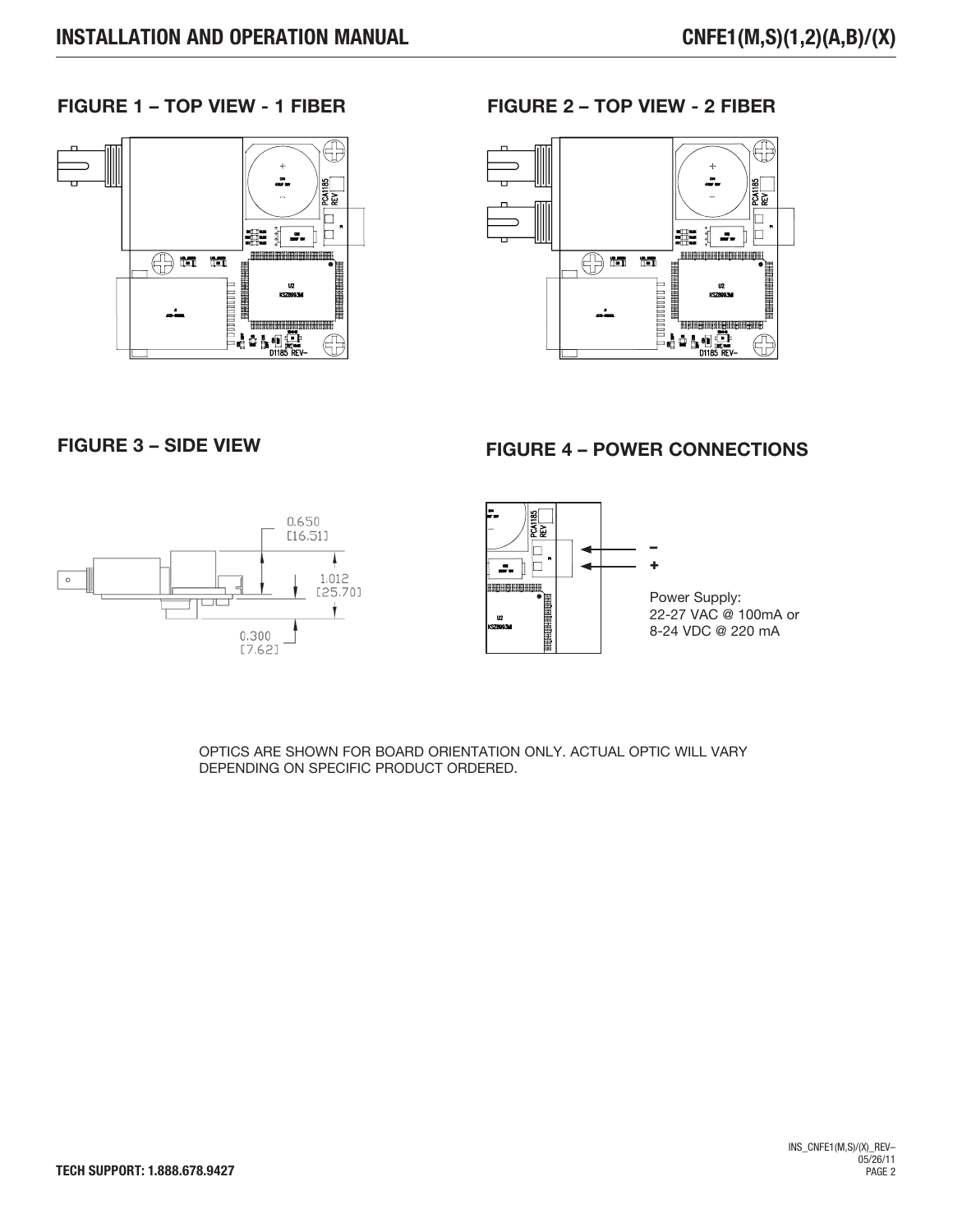## FIGURE 1 – TOP VIEW - 1 FIBER

## FIGURE 2 – TOP VIEW - 2 FIBER

## FIGURE 3 – SIDE VIEW

0.650
[16.51]

1.012
[25.70]

0.300
[7.62]

## FIGURE 4 – POWER CONNECTIONS

–
+

Power Supply:
22-27 VAC @ 100mA or
8-24 VDC @ 220 mA

OPTICS ARE SHOWN FOR BOARD ORIENTATION ONLY. ACTUAL OPTIC WILL VARY DEPENDING ON SPECIFIC PRODUCT ORDERED.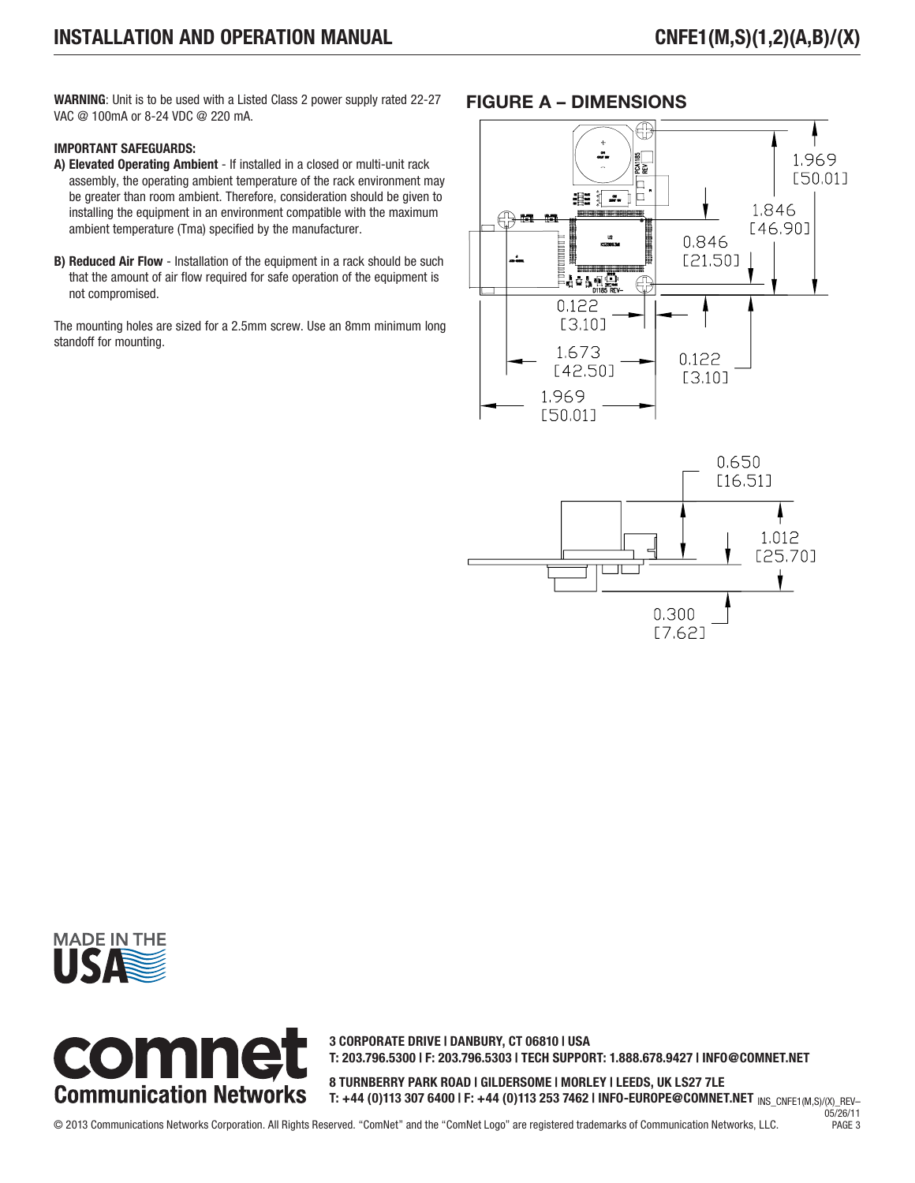**WARNING**: Unit is to be used with a Listed Class 2 power supply rated 22-27 VAC @ 100mA or 8-24 VDC @ 220 mA.

**IMPORTANT SAFEGUARDS:**

**A) Elevated Operating Ambient** - If installed in a closed or multi-unit rack assembly, the operating ambient temperature of the rack environment may be greater than room ambient. Therefore, consideration should be given to installing the equipment in an environment compatible with the maximum ambient temperature (Tma) specified by the manufacturer.

**B) Reduced Air Flow** - Installation of the equipment in a rack should be such that the amount of air flow required for safe operation of the equipment is not compromised.

The mounting holes are sized for a 2.5mm screw. Use an 8mm minimum long standoff for mounting.

## FIGURE A – DIMENSIONS

1.969
[50.01]

1.846
[46.90]

0.846
[21.50]

0.122
[3.10]

1.673
[42.50]

0.122
[3.10]

1.969
[50.01]

0.650
[16.51]

1.012
[25.70]

0.300
[7.62]

MADE IN THE USA

comnet Communication Networks

**3 CORPORATE DRIVE | DANBURY, CT 06810 | USA**
**T: 203.796.5300 | F: 203.796.5303 | TECH SUPPORT: 1.888.678.9427 | INFO@COMNET.NET**

**8 TURNBERRY PARK ROAD | GILDERSOME | MORLEY | LEEDS, UK LS27 7LE**
**T: +44 (0)113 307 6400 | F: +44 (0)113 253 7462 | INFO-EUROPE@COMNET.NET**

INS_CNFE1(M,S)/(X)_REV–
05/26/11

© 2013 Communications Networks Corporation. All Rights Reserved. "ComNet" and the "ComNet Logo" are registered trademarks of Communication Networks, LLC.